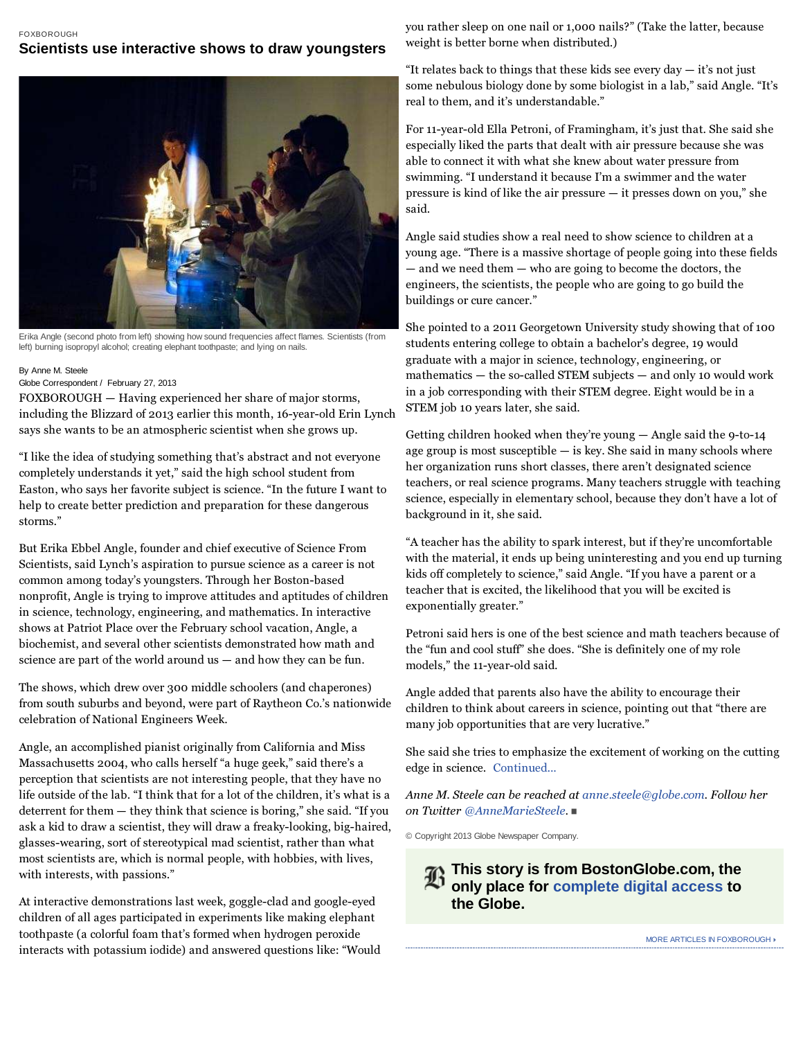FOXBOROUGH

# Scientists use interactive shows to draw youngsters

Erika Angle (second photo from left) showing how sound frequencies affect flames. Scientists (from left) burning isopropyl alcohol; creating elephant toothpaste; and lying on nails.

By Anne M. Steele
Globe Correspondent / February 27, 2013

FOXBOROUGH — Having experienced her share of major storms, including the Blizzard of 2013 earlier this month, 16-year-old Erin Lynch says she wants to be an atmospheric scientist when she grows up.

"I like the idea of studying something that's abstract and not everyone completely understands it yet," said the high school student from Easton, who says her favorite subject is science. "In the future I want to help to create better prediction and preparation for these dangerous storms."

But Erika Ebbel Angle, founder and chief executive of Science From Scientists, said Lynch's aspiration to pursue science as a career is not common among today's youngsters. Through her Boston-based nonprofit, Angle is trying to improve attitudes and aptitudes of children in science, technology, engineering, and mathematics. In interactive shows at Patriot Place over the February school vacation, Angle, a biochemist, and several other scientists demonstrated how math and science are part of the world around us — and how they can be fun.

The shows, which drew over 300 middle schoolers (and chaperones) from south suburbs and beyond, were part of Raytheon Co.'s nationwide celebration of National Engineers Week.

Angle, an accomplished pianist originally from California and Miss Massachusetts 2004, who calls herself "a huge geek," said there's a perception that scientists are not interesting people, that they have no life outside of the lab. "I think that for a lot of the children, it's what is a deterrent for them — they think that science is boring," she said. "If you ask a kid to draw a scientist, they will draw a freaky-looking, big-haired, glasses-wearing, sort of stereotypical mad scientist, rather than what most scientists are, which is normal people, with hobbies, with lives, with interests, with passions."

At interactive demonstrations last week, goggle-clad and google-eyed children of all ages participated in experiments like making elephant toothpaste (a colorful foam that's formed when hydrogen peroxide interacts with potassium iodide) and answered questions like: "Would you rather sleep on one nail or 1,000 nails?" (Take the latter, because weight is better borne when distributed.)

"It relates back to things that these kids see every day — it's not just some nebulous biology done by some biologist in a lab," said Angle. "It's real to them, and it's understandable."

For 11-year-old Ella Petroni, of Framingham, it's just that. She said she especially liked the parts that dealt with air pressure because she was able to connect it with what she knew about water pressure from swimming. "I understand it because I'm a swimmer and the water pressure is kind of like the air pressure — it presses down on you," she said.

Angle said studies show a real need to show science to children at a young age. "There is a massive shortage of people going into these fields — and we need them — who are going to become the doctors, the engineers, the scientists, the people who are going to go build the buildings or cure cancer."

She pointed to a 2011 Georgetown University study showing that of 100 students entering college to obtain a bachelor's degree, 19 would graduate with a major in science, technology, engineering, or mathematics — the so-called STEM subjects — and only 10 would work in a job corresponding with their STEM degree. Eight would be in a STEM job 10 years later, she said.

Getting children hooked when they're young — Angle said the 9-to-14 age group is most susceptible — is key. She said in many schools where her organization runs short classes, there aren't designated science teachers, or real science programs. Many teachers struggle with teaching science, especially in elementary school, because they don't have a lot of background in it, she said.

"A teacher has the ability to spark interest, but if they're uncomfortable with the material, it ends up being uninteresting and you end up turning kids off completely to science," said Angle. "If you have a parent or a teacher that is excited, the likelihood that you will be excited is exponentially greater."

Petroni said hers is one of the best science and math teachers because of the "fun and cool stuff" she does. "She is definitely one of my role models," the 11-year-old said.

Angle added that parents also have the ability to encourage their children to think about careers in science, pointing out that "there are many job opportunities that are very lucrative."

She said she tries to emphasize the excitement of working on the cutting edge in science. Continued...

*Anne M. Steele can be reached at anne.steele@globe.com. Follow her on Twitter @AnneMarieSteele.* ■

© Copyright 2013 Globe Newspaper Company.

**This story is from BostonGlobe.com, the only place for complete digital access to the Globe.**

MORE ARTICLES IN FOXBOROUGH ▸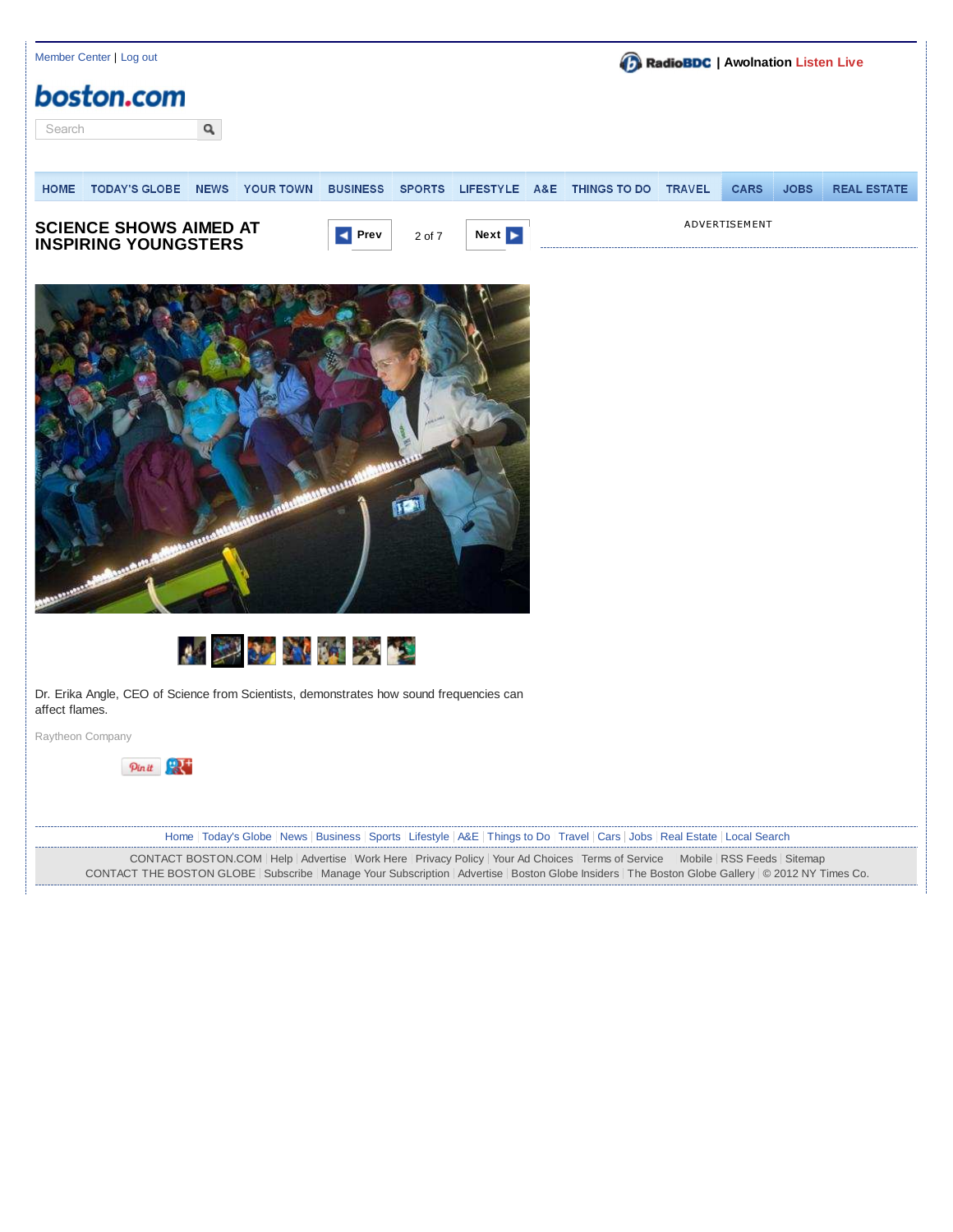# SCIENCE SHOWS AIMED AT INSPIRING YOUNGSTERS

Dr. Erika Angle, CEO of Science from Scientists, demonstrates how sound frequencies can affect flames.

Raytheon Company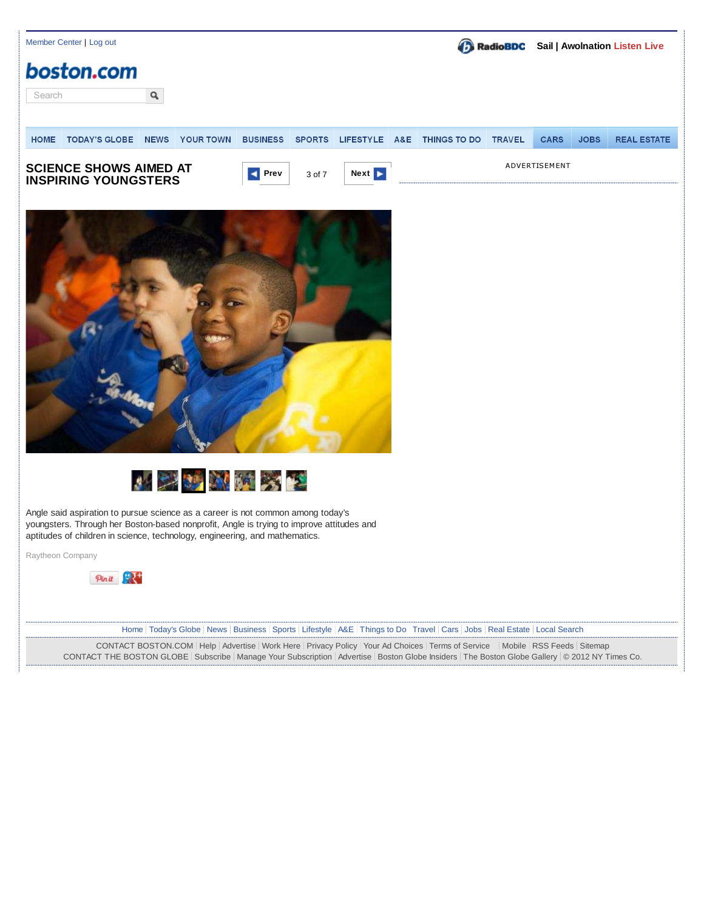Member Center | Log out

Sail | Awolnation Listen Live

# SCIENCE SHOWS AIMED AT INSPIRING YOUNGSTERS

Angle said aspiration to pursue science as a career is not common among today's youngsters. Through her Boston-based nonprofit, Angle is trying to improve attitudes and aptitudes of children in science, technology, engineering, and mathematics.

Raytheon Company

Home | Today's Globe | News | Business | Sports | Lifestyle | A&E | Things to Do | Travel | Cars | Jobs | Real Estate | Local Search

CONTACT BOSTON.COM | Help | Advertise | Work Here | Privacy Policy | Your Ad Choices | Terms of Service | Mobile | RSS Feeds | Sitemap
CONTACT THE BOSTON GLOBE | Subscribe | Manage Your Subscription | Advertise | Boston Globe Insiders | The Boston Globe Gallery | © 2012 NY Times Co.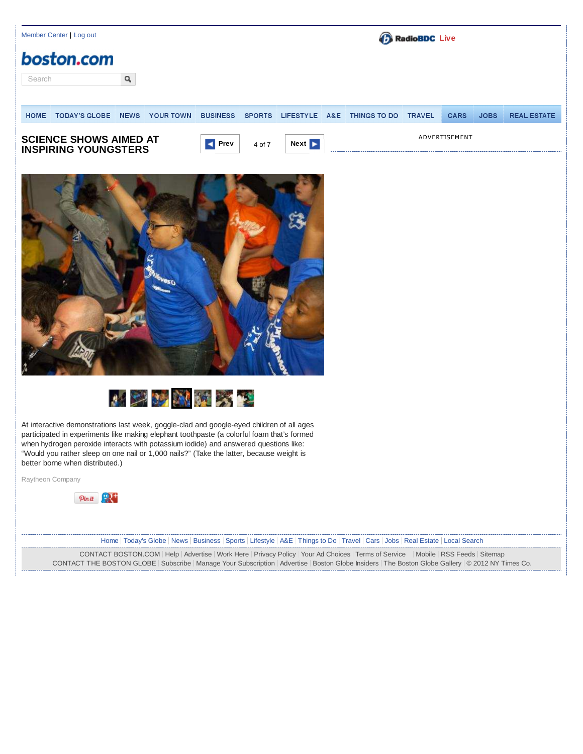Member Center | Log out

RadioBDC Live

boston.com

HOME | TODAY'S GLOBE | NEWS | YOUR TOWN | BUSINESS | SPORTS | LIFESTYLE | A&E | THINGS TO DO | TRAVEL | CARS | JOBS | REAL ESTATE

# SCIENCE SHOWS AIMED AT INSPIRING YOUNGSTERS

Prev 4 of 7 Next

ADVERTISEMENT

At interactive demonstrations last week, goggle-clad and google-eyed children of all ages participated in experiments like making elephant toothpaste (a colorful foam that's formed when hydrogen peroxide interacts with potassium iodide) and answered questions like: "Would you rather sleep on one nail or 1,000 nails?" (Take the latter, because weight is better borne when distributed.)

Raytheon Company

Home | Today's Globe | News | Business | Sports | Lifestyle | A&E | Things to Do | Travel | Cars | Jobs | Real Estate | Local Search

CONTACT BOSTON.COM | Help | Advertise | Work Here | Privacy Policy | Your Ad Choices | Terms of Service | Mobile | RSS Feeds | Sitemap

CONTACT THE BOSTON GLOBE | Subscribe | Manage Your Subscription | Advertise | Boston Globe Insiders | The Boston Globe Gallery | © 2012 NY Times Co.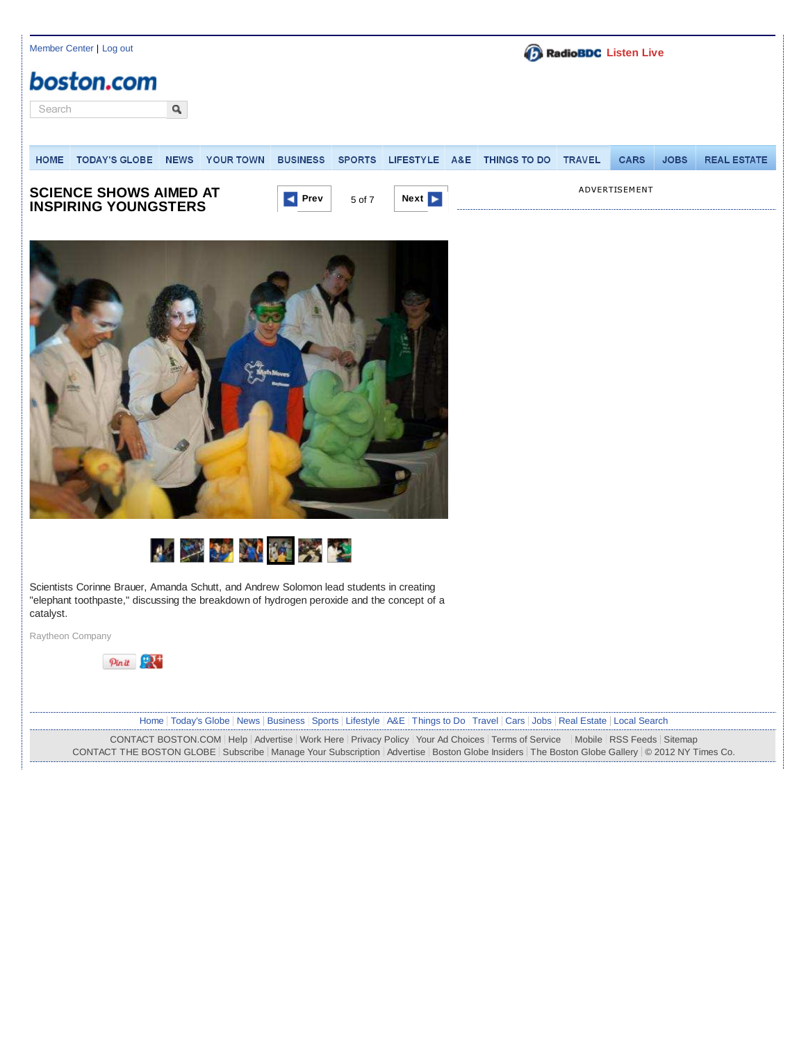Member Center | Log out

RadioBDC Listen Live

boston.com

HOME | TODAY'S GLOBE | NEWS | YOUR TOWN | BUSINESS | SPORTS | LIFESTYLE | A&E | THINGS TO DO | TRAVEL | CARS | JOBS | REAL ESTATE

# SCIENCE SHOWS AIMED AT INSPIRING YOUNGSTERS

Prev 5 of 7 Next

ADVERTISEMENT

Scientists Corinne Brauer, Amanda Schutt, and Andrew Solomon lead students in creating "elephant toothpaste," discussing the breakdown of hydrogen peroxide and the concept of a catalyst.

Raytheon Company

Home | Today's Globe | News | Business | Sports | Lifestyle | A&E | Things to Do | Travel | Cars | Jobs | Real Estate | Local Search

CONTACT BOSTON.COM | Help | Advertise | Work Here | Privacy Policy | Your Ad Choices | Terms of Service | Mobile | RSS Feeds | Sitemap

CONTACT THE BOSTON GLOBE | Subscribe | Manage Your Subscription | Advertise | Boston Globe Insiders | The Boston Globe Gallery | © 2012 NY Times Co.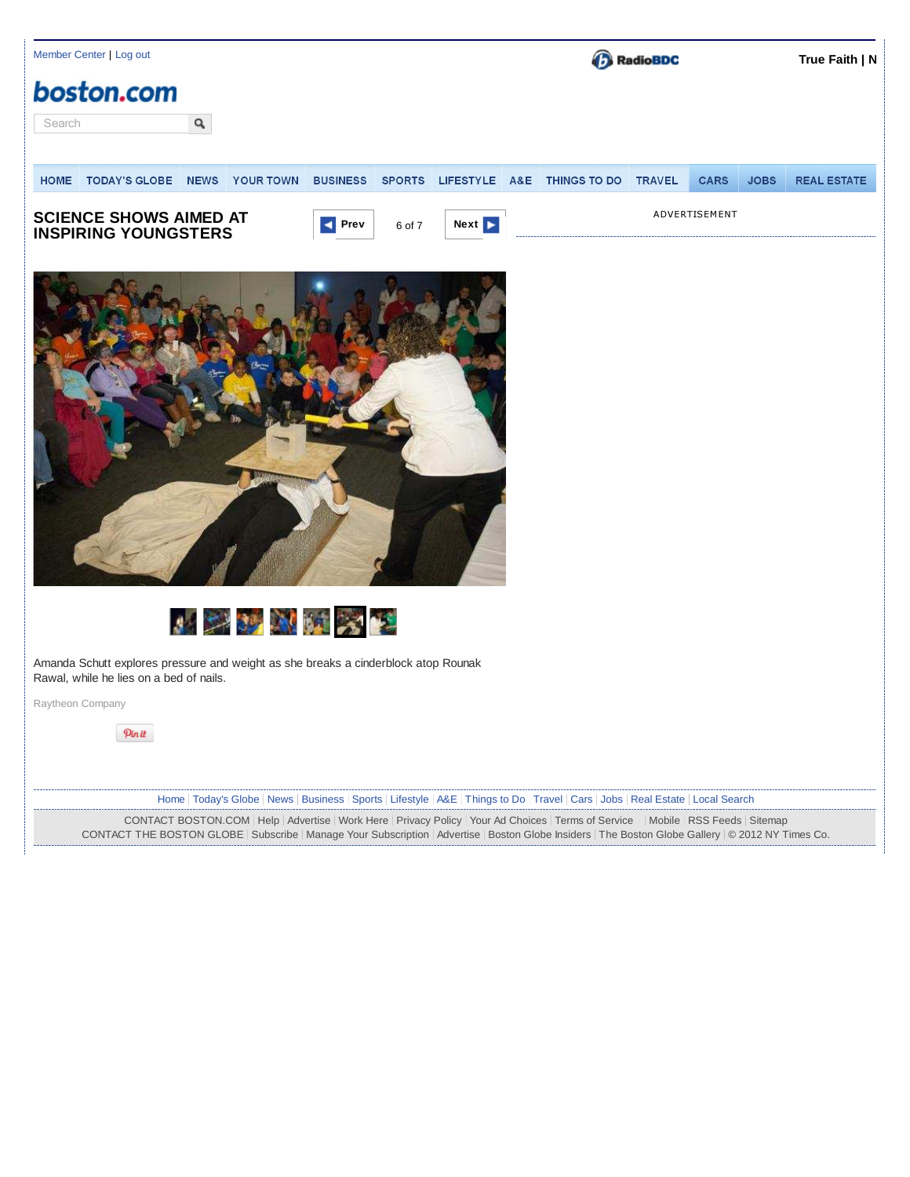Member Center | Log out

True Faith | N

# SCIENCE SHOWS AIMED AT INSPIRING YOUNGSTERS

Prev 6 of 7 Next

ADVERTISEMENT

Amanda Schutt explores pressure and weight as she breaks a cinderblock atop Rounak Rawal, while he lies on a bed of nails.

Raytheon Company

Home | Today's Globe | News | Business | Sports | Lifestyle | A&E | Things to Do | Travel | Cars | Jobs | Real Estate | Local Search

CONTACT BOSTON.COM | Help | Advertise | Work Here | Privacy Policy | Your Ad Choices | Terms of Service | Mobile | RSS Feeds | Sitemap
CONTACT THE BOSTON GLOBE | Subscribe | Manage Your Subscription | Advertise | Boston Globe Insiders | The Boston Globe Gallery | © 2012 NY Times Co.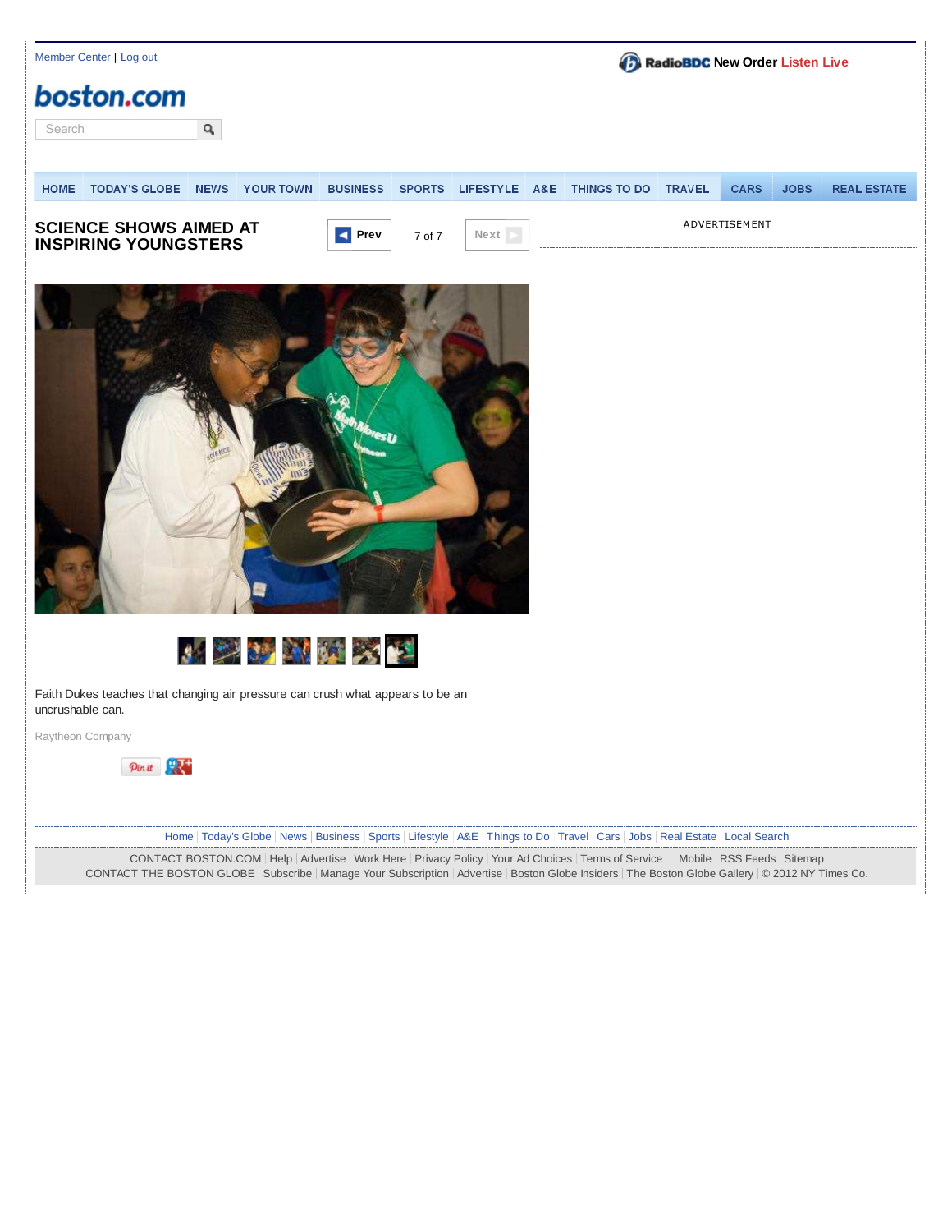Member Center | Log out

RadioBDC New Order Listen Live

boston.com

Search

HOME | TODAY'S GLOBE | NEWS | YOUR TOWN | BUSINESS | SPORTS | LIFESTYLE | A&E | THINGS TO DO | TRAVEL | CARS | JOBS | REAL ESTATE

# SCIENCE SHOWS AIMED AT INSPIRING YOUNGSTERS

Prev 7 of 7 Next

ADVERTISEMENT

Faith Dukes teaches that changing air pressure can crush what appears to be an uncrushable can.

Raytheon Company

Home | Today's Globe | News | Business | Sports | Lifestyle | A&E | Things to Do | Travel | Cars | Jobs | Real Estate | Local Search

CONTACT BOSTON.COM | Help | Advertise | Work Here | Privacy Policy | Your Ad Choices | Terms of Service | Mobile | RSS Feeds | Sitemap

CONTACT THE BOSTON GLOBE | Subscribe | Manage Your Subscription | Advertise | Boston Globe Insiders | The Boston Globe Gallery | © 2012 NY Times Co.